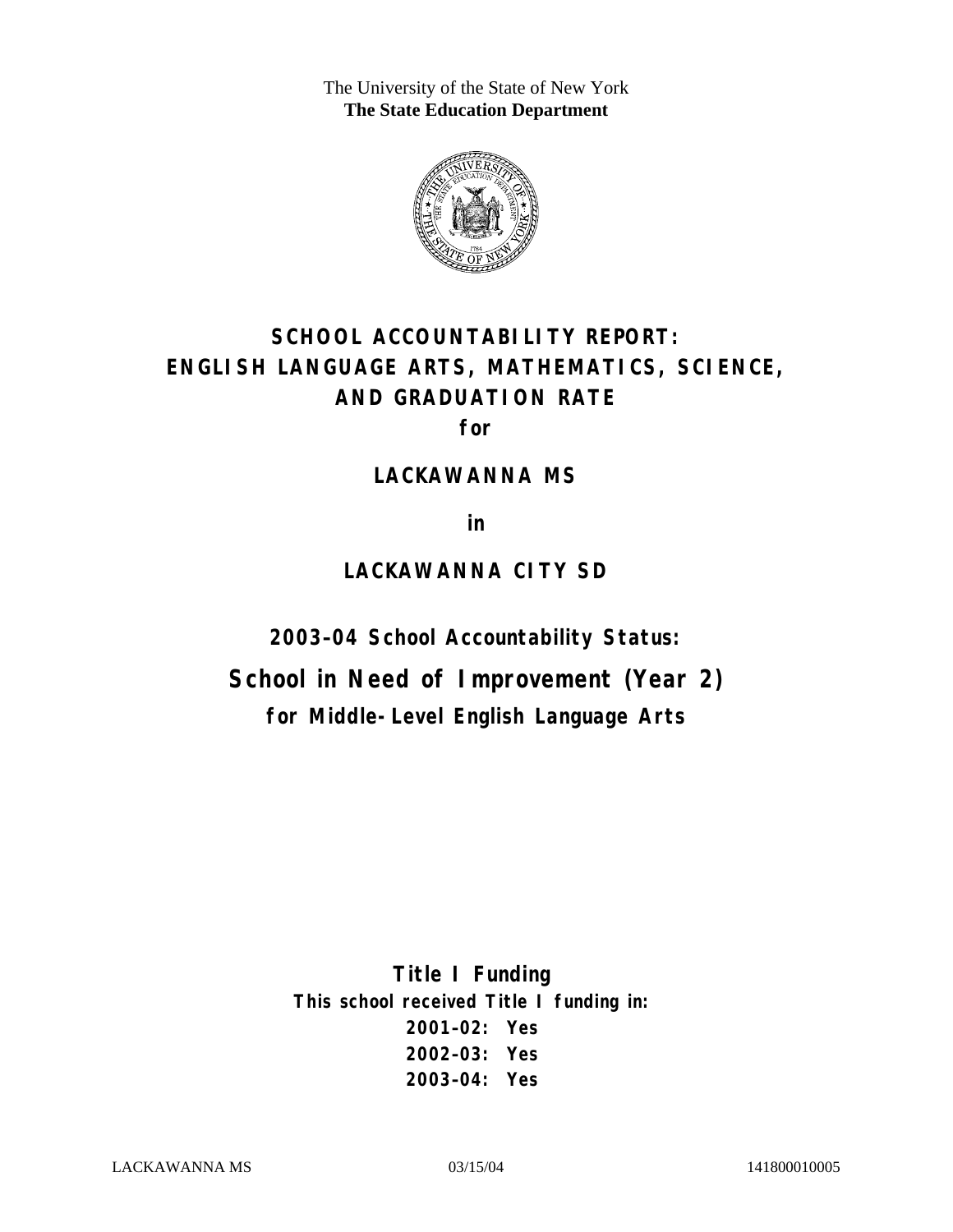The University of the State of New York
**The State Education Department**

# SCHOOL ACCOUNTABILITY REPORT: ENGLISH LANGUAGE ARTS, MATHEMATICS, SCIENCE, AND GRADUATION RATE

**for**

## LACKAWANNA MS

**in**

## LACKAWANNA CITY SD

**2003–04 School Accountability Status:**

## School in Need of Improvement (Year 2)

**for Middle-Level English Language Arts**

**Title I Funding**

**This school received Title I funding in:**

**2001–02: Yes**
**2002–03: Yes**
**2003–04: Yes**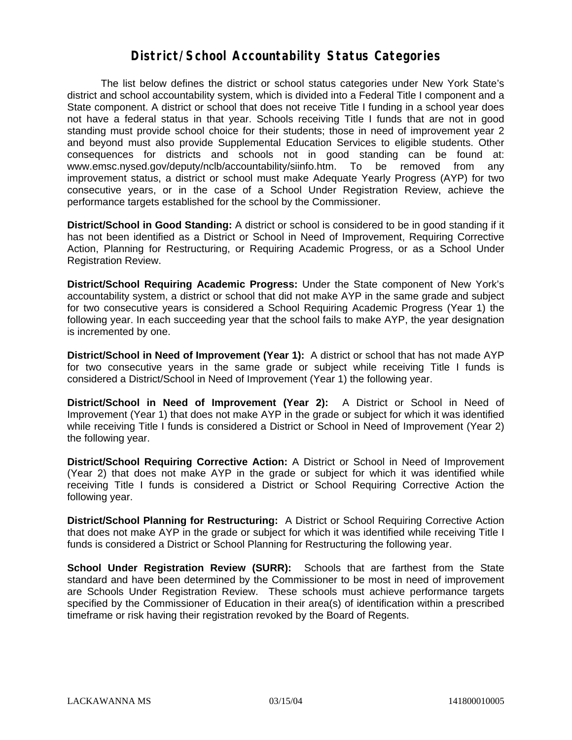# District/School Accountability Status Categories

The list below defines the district or school status categories under New York State's district and school accountability system, which is divided into a Federal Title I component and a State component. A district or school that does not receive Title I funding in a school year does not have a federal status in that year. Schools receiving Title I funds that are not in good standing must provide school choice for their students; those in need of improvement year 2 and beyond must also provide Supplemental Education Services to eligible students. Other consequences for districts and schools not in good standing can be found at: www.emsc.nysed.gov/deputy/nclb/accountability/siinfo.htm. To be removed from any improvement status, a district or school must make Adequate Yearly Progress (AYP) for two consecutive years, or in the case of a School Under Registration Review, achieve the performance targets established for the school by the Commissioner.

**District/School in Good Standing:** A district or school is considered to be in good standing if it has not been identified as a District or School in Need of Improvement, Requiring Corrective Action, Planning for Restructuring, or Requiring Academic Progress, or as a School Under Registration Review.

**District/School Requiring Academic Progress:** Under the State component of New York's accountability system, a district or school that did not make AYP in the same grade and subject for two consecutive years is considered a School Requiring Academic Progress (Year 1) the following year. In each succeeding year that the school fails to make AYP, the year designation is incremented by one.

**District/School in Need of Improvement (Year 1):** A district or school that has not made AYP for two consecutive years in the same grade or subject while receiving Title I funds is considered a District/School in Need of Improvement (Year 1) the following year.

**District/School in Need of Improvement (Year 2):** A District or School in Need of Improvement (Year 1) that does not make AYP in the grade or subject for which it was identified while receiving Title I funds is considered a District or School in Need of Improvement (Year 2) the following year.

**District/School Requiring Corrective Action:** A District or School in Need of Improvement (Year 2) that does not make AYP in the grade or subject for which it was identified while receiving Title I funds is considered a District or School Requiring Corrective Action the following year.

**District/School Planning for Restructuring:** A District or School Requiring Corrective Action that does not make AYP in the grade or subject for which it was identified while receiving Title I funds is considered a District or School Planning for Restructuring the following year.

**School Under Registration Review (SURR):** Schools that are farthest from the State standard and have been determined by the Commissioner to be most in need of improvement are Schools Under Registration Review. These schools must achieve performance targets specified by the Commissioner of Education in their area(s) of identification within a prescribed timeframe or risk having their registration revoked by the Board of Regents.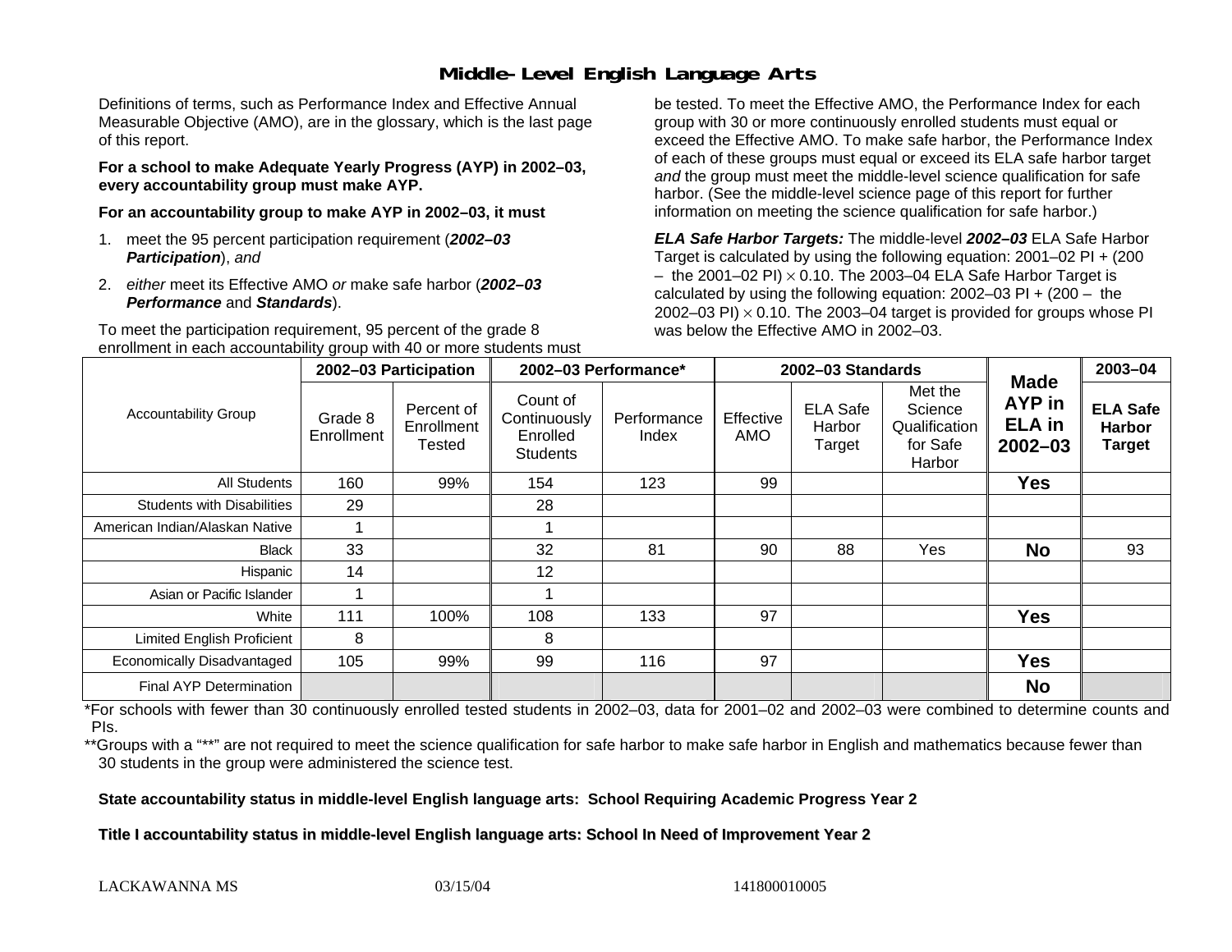# Middle-Level English Language Arts

Definitions of terms, such as Performance Index and Effective Annual Measurable Objective (AMO), are in the glossary, which is the last page of this report.

**For a school to make Adequate Yearly Progress (AYP) in 2002–03, every accountability group must make AYP.**

**For an accountability group to make AYP in 2002–03, it must**

1. meet the 95 percent participation requirement (***2002–03 Participation***), *and*
2. *either* meet its Effective AMO *or* make safe harbor (***2002–03 Performance*** and ***Standards***).

To meet the participation requirement, 95 percent of the grade 8 enrollment in each accountability group with 40 or more students must be tested. To meet the Effective AMO, the Performance Index for each group with 30 or more continuously enrolled students must equal or exceed the Effective AMO. To make safe harbor, the Performance Index of each of these groups must equal or exceed its ELA safe harbor target *and* the group must meet the middle-level science qualification for safe harbor. (See the middle-level science page of this report for further information on meeting the science qualification for safe harbor.)

***ELA Safe Harbor Targets:*** The middle-level ***2002–03*** ELA Safe Harbor Target is calculated by using the following equation: 2001–02 PI + (200 – the 2001–02 PI) $\times$ 0.10. The 2003–04 ELA Safe Harbor Target is calculated by using the following equation: 2002–03 PI + (200 – the 2002–03 PI) $\times$ 0.10. The 2003–04 target is provided for groups whose PI was below the Effective AMO in 2002–03.

| Accountability Group | 2002–03 Participation | | 2002–03 Performance* | | 2002–03 Standards | | | Made AYP in ELA in 2002–03 | 2003–04 |
|---|---|---|---|---|---|---|---|---|---|
| | Grade 8 Enrollment | Percent of Enrollment Tested | Count of Continuously Enrolled Students | Performance Index | Effective AMO | ELA Safe Harbor Target | Met the Science Qualification for Safe Harbor | | ELA Safe Harbor Target |
| All Students | 160 | 99% | 154 | 123 | 99 | | | **Yes** | |
| Students with Disabilities | 29 | | 28 | | | | | | |
| American Indian/Alaskan Native | 1 | | 1 | | | | | | |
| Black | 33 | | 32 | 81 | 90 | 88 | Yes | **No** | 93 |
| Hispanic | 14 | | 12 | | | | | | |
| Asian or Pacific Islander | 1 | | 1 | | | | | | |
| White | 111 | 100% | 108 | 133 | 97 | | | **Yes** | |
| Limited English Proficient | 8 | | 8 | | | | | | |
| Economically Disadvantaged | 105 | 99% | 99 | 116 | 97 | | | **Yes** | |
| Final AYP Determination | | | | | | | | **No** | |

*For schools with fewer than 30 continuously enrolled tested students in 2002–03, data for 2001–02 and 2002–03 were combined to determine counts and PIs.

**Groups with a "**" are not required to meet the science qualification for safe harbor to make safe harbor in English and mathematics because fewer than 30 students in the group were administered the science test.

**State accountability status in middle-level English language arts: School Requiring Academic Progress Year 2**

**Title I accountability status in middle-level English language arts: School In Need of Improvement Year 2**

LACKAWANNA MS 03/15/04 141800010005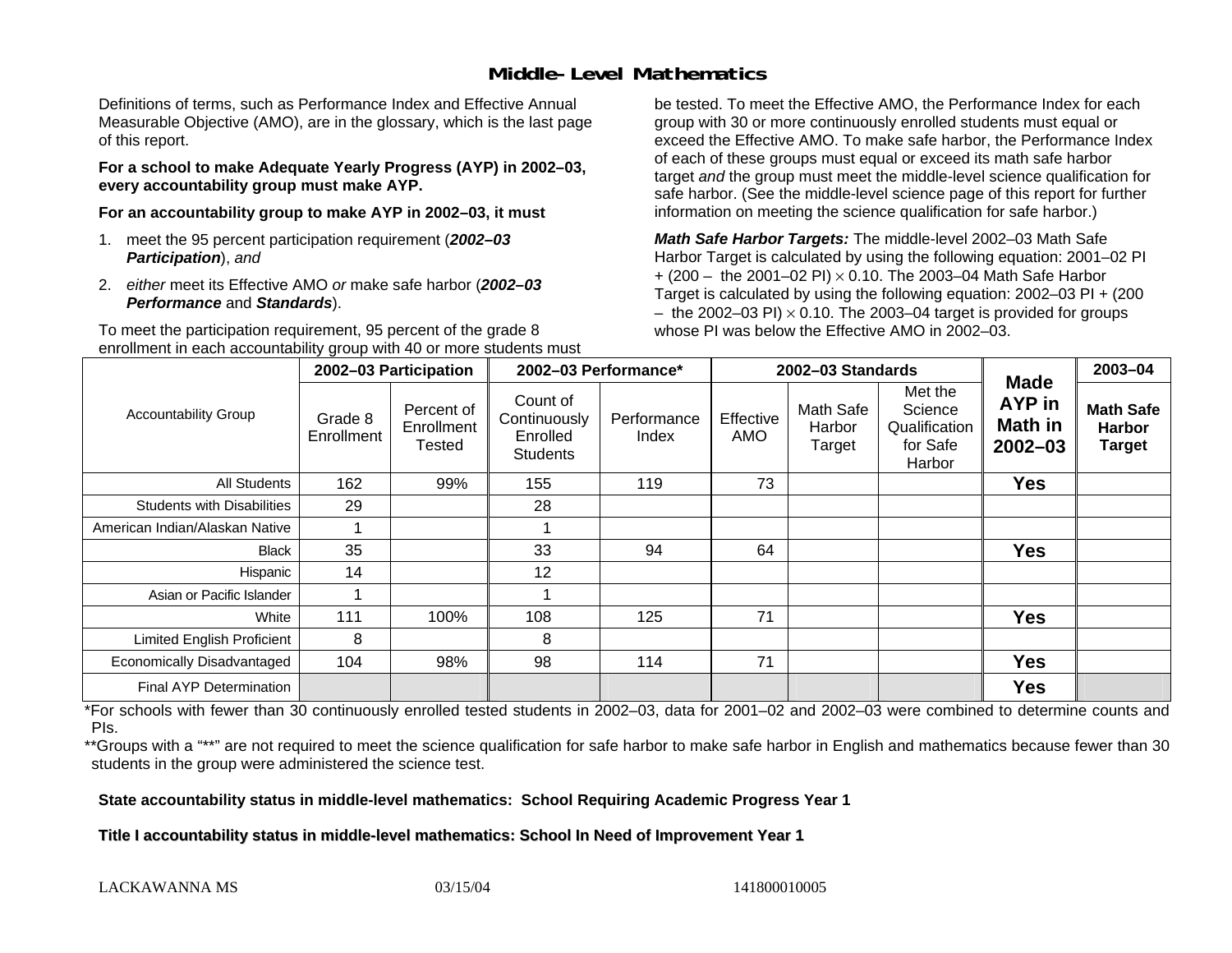# Middle-Level Mathematics

Definitions of terms, such as Performance Index and Effective Annual Measurable Objective (AMO), are in the glossary, which is the last page of this report.

**For a school to make Adequate Yearly Progress (AYP) in 2002–03, every accountability group must make AYP.**

**For an accountability group to make AYP in 2002–03, it must**

1. meet the 95 percent participation requirement (***2002–03 Participation***), *and*
2. *either* meet its Effective AMO *or* make safe harbor (***2002–03 Performance*** and ***Standards***).

To meet the participation requirement, 95 percent of the grade 8 enrollment in each accountability group with 40 or more students must be tested. To meet the Effective AMO, the Performance Index for each group with 30 or more continuously enrolled students must equal or exceed the Effective AMO. To make safe harbor, the Performance Index of each of these groups must equal or exceed its math safe harbor target *and* the group must meet the middle-level science qualification for safe harbor. (See the middle-level science page of this report for further information on meeting the science qualification for safe harbor.)

***Math Safe Harbor Targets:*** The middle-level 2002–03 Math Safe Harbor Target is calculated by using the following equation: 2001–02 PI + (200 – the 2001–02 PI) $\times$ 0.10. The 2003–04 Math Safe Harbor Target is calculated by using the following equation: 2002–03 PI + (200 – the 2002–03 PI) $\times$ 0.10. The 2003–04 target is provided for groups whose PI was below the Effective AMO in 2002–03.

| Accountability Group | 2002–03 Participation | | 2002–03 Performance* | | 2002–03 Standards | | | Made AYP in Math in 2002–03 | 2003–04 |
|---|---|---|---|---|---|---|---|---|---|
| | Grade 8 Enrollment | Percent of Enrollment Tested | Count of Continuously Enrolled Students | Performance Index | Effective AMO | Math Safe Harbor Target | Met the Science Qualification for Safe Harbor | | Math Safe Harbor Target |
| All Students | 162 | 99% | 155 | 119 | 73 | | | Yes | |
| Students with Disabilities | 29 | | 28 | | | | | | |
| American Indian/Alaskan Native | 1 | | 1 | | | | | | |
| Black | 35 | | 33 | 94 | 64 | | | Yes | |
| Hispanic | 14 | | 12 | | | | | | |
| Asian or Pacific Islander | 1 | | 1 | | | | | | |
| White | 111 | 100% | 108 | 125 | 71 | | | Yes | |
| Limited English Proficient | 8 | | 8 | | | | | | |
| Economically Disadvantaged | 104 | 98% | 98 | 114 | 71 | | | Yes | |
| Final AYP Determination | | | | | | | | Yes | |

*For schools with fewer than 30 continuously enrolled tested students in 2002–03, data for 2001–02 and 2002–03 were combined to determine counts and PIs.

**Groups with a "**" are not required to meet the science qualification for safe harbor to make safe harbor in English and mathematics because fewer than 30 students in the group were administered the science test.

**State accountability status in middle-level mathematics: School Requiring Academic Progress Year 1**

**Title I accountability status in middle-level mathematics: School In Need of Improvement Year 1**

LACKAWANNA MS 03/15/04 141800010005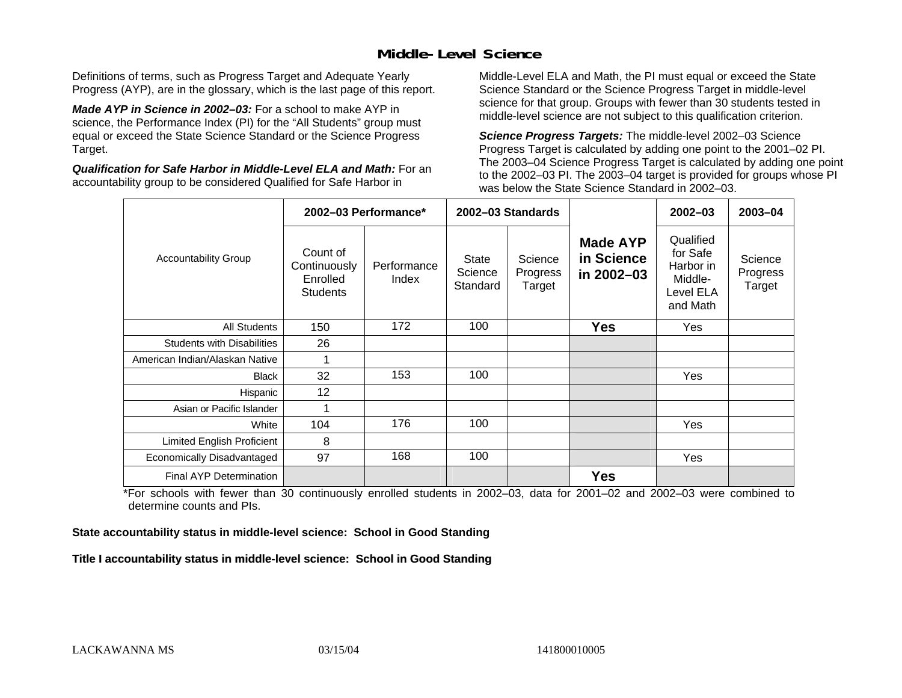## Middle-Level Science

Definitions of terms, such as Progress Target and Adequate Yearly Progress (AYP), are in the glossary, which is the last page of this report.

***Made AYP in Science in 2002–03:*** For a school to make AYP in science, the Performance Index (PI) for the "All Students" group must equal or exceed the State Science Standard or the Science Progress Target.

***Qualification for Safe Harbor in Middle-Level ELA and Math:*** For an accountability group to be considered Qualified for Safe Harbor in Middle-Level ELA and Math, the PI must equal or exceed the State Science Standard or the Science Progress Target in middle-level science for that group. Groups with fewer than 30 students tested in middle-level science are not subject to this qualification criterion.

***Science Progress Targets:*** The middle-level 2002–03 Science Progress Target is calculated by adding one point to the 2001–02 PI. The 2003–04 Science Progress Target is calculated by adding one point to the 2002–03 PI. The 2003–04 target is provided for groups whose PI was below the State Science Standard in 2002–03.

| Accountability Group | 2002–03 Performance* | | 2002–03 Standards | | Made AYP in Science in 2002–03 | 2002–03 | 2003–04 |
|---|---|---|---|---|---|---|---|
| | Count of Continuously Enrolled Students | Performance Index | State Science Standard | Science Progress Target | | Qualified for Safe Harbor in Middle-Level ELA and Math | Science Progress Target |
| All Students | 150 | 172 | 100 | | **Yes** | Yes | |
| Students with Disabilities | 26 | | | | | | |
| American Indian/Alaskan Native | 1 | | | | | | |
| Black | 32 | 153 | 100 | | | Yes | |
| Hispanic | 12 | | | | | | |
| Asian or Pacific Islander | 1 | | | | | | |
| White | 104 | 176 | 100 | | | Yes | |
| Limited English Proficient | 8 | | | | | | |
| Economically Disadvantaged | 97 | 168 | 100 | | | Yes | |
| Final AYP Determination | | | | | **Yes** | | |

*For schools with fewer than 30 continuously enrolled students in 2002–03, data for 2001–02 and 2002–03 were combined to determine counts and PIs.

**State accountability status in middle-level science: School in Good Standing**

**Title I accountability status in middle-level science: School in Good Standing**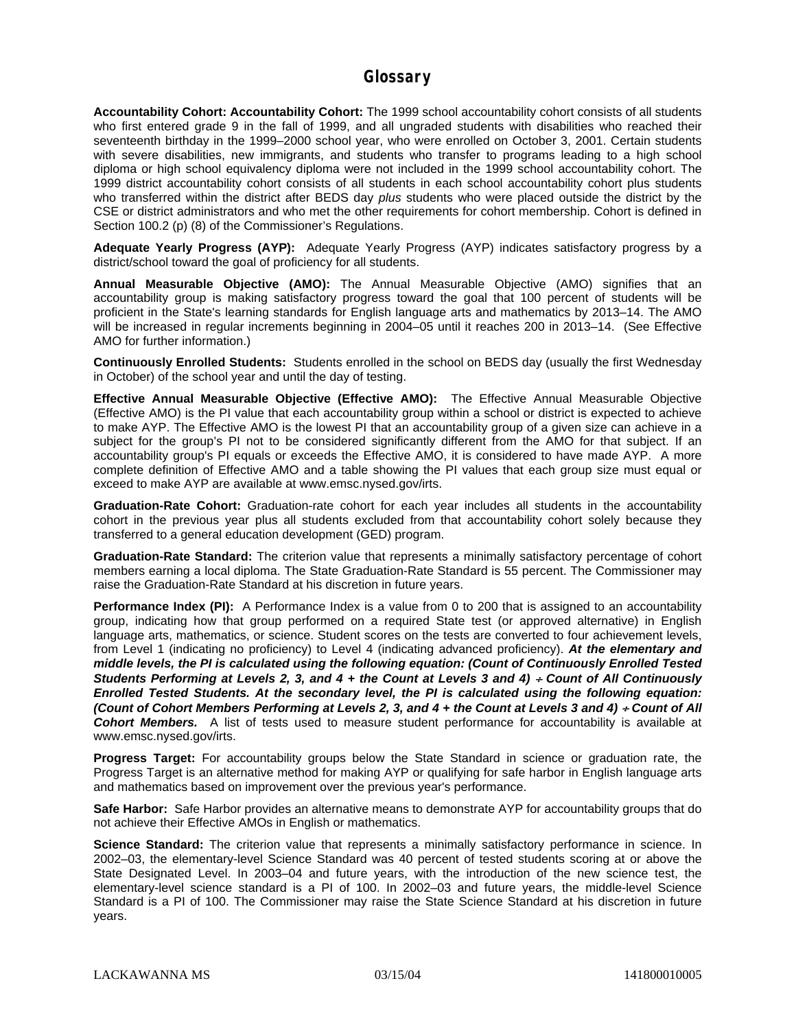# Glossary

**Accountability Cohort: Accountability Cohort:** The 1999 school accountability cohort consists of all students who first entered grade 9 in the fall of 1999, and all ungraded students with disabilities who reached their seventeenth birthday in the 1999–2000 school year, who were enrolled on October 3, 2001. Certain students with severe disabilities, new immigrants, and students who transfer to programs leading to a high school diploma or high school equivalency diploma were not included in the 1999 school accountability cohort. The 1999 district accountability cohort consists of all students in each school accountability cohort plus students who transferred within the district after BEDS day *plus* students who were placed outside the district by the CSE or district administrators and who met the other requirements for cohort membership. Cohort is defined in Section 100.2 (p) (8) of the Commissioner's Regulations.

**Adequate Yearly Progress (AYP):** Adequate Yearly Progress (AYP) indicates satisfactory progress by a district/school toward the goal of proficiency for all students.

**Annual Measurable Objective (AMO):** The Annual Measurable Objective (AMO) signifies that an accountability group is making satisfactory progress toward the goal that 100 percent of students will be proficient in the State's learning standards for English language arts and mathematics by 2013–14. The AMO will be increased in regular increments beginning in 2004–05 until it reaches 200 in 2013–14. (See Effective AMO for further information.)

**Continuously Enrolled Students:** Students enrolled in the school on BEDS day (usually the first Wednesday in October) of the school year and until the day of testing.

**Effective Annual Measurable Objective (Effective AMO):** The Effective Annual Measurable Objective (Effective AMO) is the PI value that each accountability group within a school or district is expected to achieve to make AYP. The Effective AMO is the lowest PI that an accountability group of a given size can achieve in a subject for the group's PI not to be considered significantly different from the AMO for that subject. If an accountability group's PI equals or exceeds the Effective AMO, it is considered to have made AYP. A more complete definition of Effective AMO and a table showing the PI values that each group size must equal or exceed to make AYP are available at www.emsc.nysed.gov/irts.

**Graduation-Rate Cohort:** Graduation-rate cohort for each year includes all students in the accountability cohort in the previous year plus all students excluded from that accountability cohort solely because they transferred to a general education development (GED) program.

**Graduation-Rate Standard:** The criterion value that represents a minimally satisfactory percentage of cohort members earning a local diploma. The State Graduation-Rate Standard is 55 percent. The Commissioner may raise the Graduation-Rate Standard at his discretion in future years.

**Performance Index (PI):** A Performance Index is a value from 0 to 200 that is assigned to an accountability group, indicating how that group performed on a required State test (or approved alternative) in English language arts, mathematics, or science. Student scores on the tests are converted to four achievement levels, from Level 1 (indicating no proficiency) to Level 4 (indicating advanced proficiency). ***At the elementary and middle levels, the PI is calculated using the following equation: (Count of Continuously Enrolled Tested Students Performing at Levels 2, 3, and 4 + the Count at Levels 3 and 4) ÷ Count of All Continuously Enrolled Tested Students. At the secondary level, the PI is calculated using the following equation: (Count of Cohort Members Performing at Levels 2, 3, and 4 + the Count at Levels 3 and 4) ÷ Count of All Cohort Members.*** A list of tests used to measure student performance for accountability is available at www.emsc.nysed.gov/irts.

**Progress Target:** For accountability groups below the State Standard in science or graduation rate, the Progress Target is an alternative method for making AYP or qualifying for safe harbor in English language arts and mathematics based on improvement over the previous year's performance.

**Safe Harbor:** Safe Harbor provides an alternative means to demonstrate AYP for accountability groups that do not achieve their Effective AMOs in English or mathematics.

**Science Standard:** The criterion value that represents a minimally satisfactory performance in science. In 2002–03, the elementary-level Science Standard was 40 percent of tested students scoring at or above the State Designated Level. In 2003–04 and future years, with the introduction of the new science test, the elementary-level science standard is a PI of 100. In 2002–03 and future years, the middle-level Science Standard is a PI of 100. The Commissioner may raise the State Science Standard at his discretion in future years.